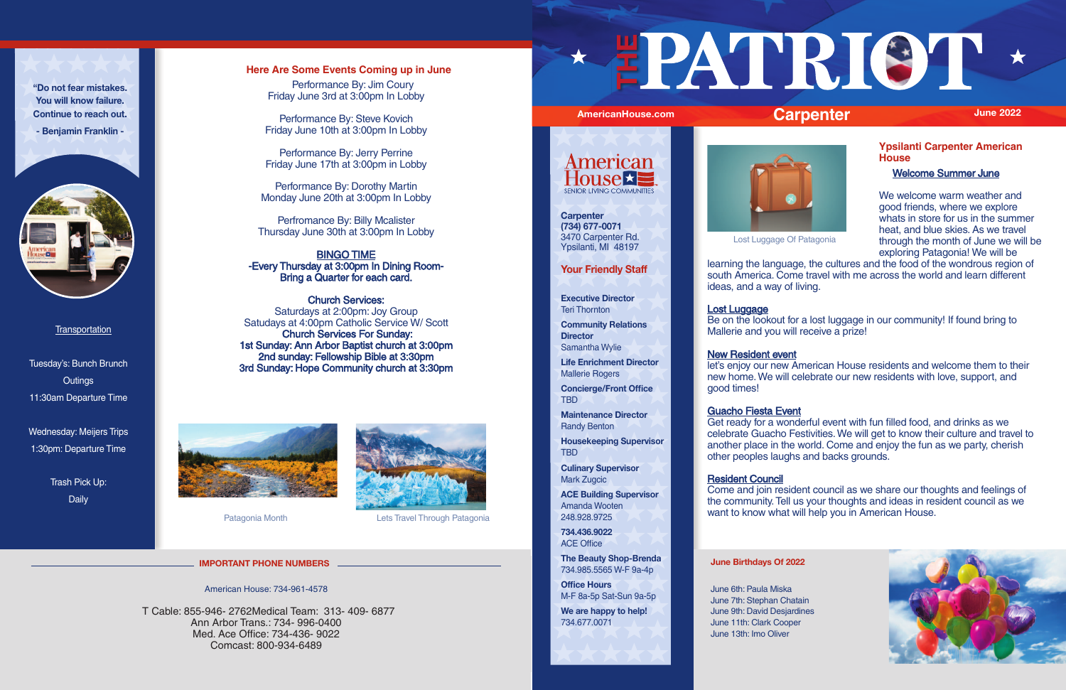# THE PATRIOT

AmericanHouse.com | **Carpenter** | June 2022

**American House** SENIOR LIVING COMMUNITIES

**Carpenter**
**(734) 677-0071**
3470 Carpenter Rd.
Ypsilanti, MI 48197

## Your Friendly Staff

**Executive Director**
Teri Thornton

**Community Relations Director**
Samantha Wylie

**Life Enrichment Director**
Mallerie Rogers

**Concierge/Front Office**
TBD

**Maintenance Director**
Randy Benton

**Housekeeping Supervisor**
TBD

**Culinary Supervisor**
Mark Zugcic

**ACE Building Supervisor**
Amanda Wooten
248.928.9725

**734.436.9022**
ACE Office

**The Beauty Shop-Brenda**
734.985.5565 W-F 9a-4p

**Office Hours**
M-F 8a-5p Sat-Sun 9a-5p

**We are happy to help!**
734.677.0071

## Ypsilanti Carpenter American House

### Welcome Summer June

Lost Luggage Of Patagonia

We welcome warm weather and good friends, where we explore whats in store for us in the summer heat, and blue skies. As we travel through the month of June we will be exploring Patagonia! We will be learning the language, the cultures and the food of the wondrous region of south America. Come travel with me across the world and learn different ideas, and a way of living.

**Lost Luggage**
Be on the lookout for a lost luggage in our community! If found bring to Mallerie and you will receive a prize!

**New Resident event**
let's enjoy our new American House residents and welcome them to their new home. We will celebrate our new residents with love, support, and good times!

**Guacho Fiesta Event**
Get ready for a wonderful event with fun filled food, and drinks as we celebrate Guacho Festivities. We will get to know their culture and travel to another place in the world. Come and enjoy the fun as we party, cherish other peoples laughs and backs grounds.

**Resident Council**
Come and join resident council as we share our thoughts and feelings of the community. Tell us your thoughts and ideas in resident council as we want to know what will help you in American House.

### June Birthdays Of 2022

June 6th: Paula Miska
June 7th: Stephan Chatain
June 9th: David Desjardines
June 11th: Clark Cooper
June 13th: Imo Oliver

---

**"Do not fear mistakes. You will know failure. Continue to reach out.**
**- Benjamin Franklin -**

**Transportation**

Tuesday's: Bunch Brunch Outings
11:30am Departure Time

Wednesday: Meijers Trips
1:30pm: Departure Time

Trash Pick Up:
Daily

## Here Are Some Events Coming up in June

Performance By: Jim Coury
Friday June 3rd at 3:00pm In Lobby

Performance By: Steve Kovich
Friday June 10th at 3:00pm In Lobby

Performance By: Jerry Perrine
Friday June 17th at 3:00pm in Lobby

Performance By: Dorothy Martin
Monday June 20th at 3:00pm In Lobby

Profromance By: Billy Mcalister
Thursday June 30th at 3:00pm In Lobby

**BINGO TIME**
**-Every Thursday at 3:00pm In Dining Room-**
**Bring a Quarter for each card.**

**Church Services:**
Saturdays at 2:00pm: Joy Group
Satudays at 4:00pm Catholic Service W/ Scott
**Church Services For Sunday:**
**1st Sunday: Ann Arbor Baptist church at 3:00pm**
**2nd sunday: Fellowship Bible at 3:30pm**
**3rd Sunday: Hope Community church at 3:30pm**

Patagonia Month

Lets Travel Through Patagonia

### IMPORTANT PHONE NUMBERS

American House: 734-961-4578

T Cable: 855-946- 2762Medical Team: 313- 409- 6877
Ann Arbor Trans.: 734- 996-0400
Med. Ace Office: 734-436- 9022
Comcast: 800-934-6489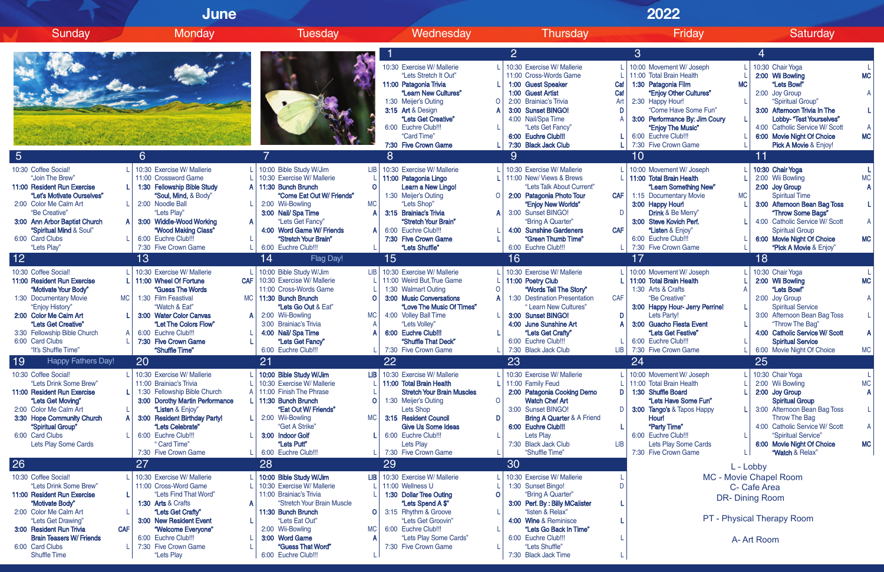# June 2022

| Sunday | Monday | Tuesday | Wednesday | Thursday | Friday | Saturday |
|---|---|---|---|---|---|---|
| | | | **1**<br>10:30 Exercise W/ Mallerie "Lets Stretch It Out" L<br>**11:00 Patagonia Trivia "Learn New Cultures"** L<br>1:30 Meijer's Outing O<br>**3:15 Art & Design "Lets Get Creative"** A<br>6:00 Euchre Club!!! "Card Time" L<br>**7:30 Five Crown Game** | **2**<br>10:30 Exercise W/ Mallerie L<br>11:00 Cross-Words Game L<br>**1:00 Guest Speaker** Caf<br>**1:00 Guest Artist** Caf<br>2:00 Brainiac's Trivia Art<br>**3:00 Sunset BINGO!** D<br>4:00 Nail/Spa Time "Lets Get Fancy" A<br>**6:00 Euchre Club!!!** L<br>**7:30 Black Jack Club** L | **3**<br>10:00 Movement W/ Joseph L<br>11:00 Total Brain Health L<br>**1:30 Patagonia Film "Enjoy Other Cultures"** MC<br>2:30 Happy Hour! "Come Have Some Fun"<br>**3:00 Performance By: Jim Coury "Enjoy The Music"** L<br>6:00 Euchre Club!!! L<br>7:30 Five Crown Game L | **4**<br>10:30 Chair Yoga L<br>**2:00 Wii Bowling "Lets Bowl"** MC<br>2:00 Joy Group "Spiritual Group" A<br>**3:00 Afternoon Trivia In The Lobby- "Test Yourselves"** L<br>4:00 Catholic Service W/ Scott A<br>**6:00 Movie Night Of Choice Pick A Movie & Enjoy!** MC |
| **5**<br>10:30 Coffee Social! "Join The Brew" L<br>**11:00 Resident Run Exercise "Let's Motivate Ourselves"** L<br>2:00 Color Me Calm Art "Be Creative" L<br>**3:00 Ann Arbor Baptist Church "Spiritual Mind & Soul"** A<br>6:00 Card Clubs "Lets Play" L | **6**<br>10:30 Exercise W/ Mallerie L<br>11:00 Crossword Game L<br>**1:30 Fellowship Bible Study "Soul, Mind, & Body"** A<br>2:00 Noodle Ball "Lets Play" L<br>**3:00 Widdle-Wood Working "Wood Making Class"** A<br>6:00 Euchre Club!!! L<br>7:30 Five Crown Game L | **7**<br>10:00 Bible Study W/Jim LIB<br>10:30 Exercise W/ Mallerie L<br>**11:30 Bunch Brunch "Come Eat Out W/ Friends"** O<br>2:00 Wii-Bowling MC<br>**3:00 Nail/ Spa Time** "Lets Get Fancy" A<br>**4:00 Word Game W/ Friends "Stretch Your Brain"** A<br>6:00 Euchre Club!!! L | **8**<br>10:30 Exercise W/ Mallerie L<br>**11:00 Patagonia Lingo Learn a New Lingo!** L<br>1:30 Meijer's Outing "Lets Shop" O<br>**3:15 Brainiac's Trivia "Stretch Your Brain"** A<br>6:00 Euchre Club!!! L<br>**7:30 Five Crown Game "Lets Shuffle"** L | **9**<br>10:30 Exercise W/ Mallerie L<br>11:00 New/ Views & Brews "Lets Talk About Current" L<br>**2:00 Patagonia Photo Tour "Enjoy New Worlds"** CAF<br>3:00 Sunset BINGO! "Bring A Quarter" D<br>**4:00 Sunshine Gardeners "Green Thumb Time"** CAF<br>6:00 Euchre Club!!! L | **10**<br>10:00 Movement W/ Joseph L<br>**11:00 Total Brain Health "Learn Something New"** L<br>1:15 Documentary Movie MC<br>**3:00 Happy Hour!** Drink & Be Merry" L<br>**3:00 Steve Kovich Perf. "Listen & Enjoy"** L<br>6:00 Euchre Club!!! L<br>7:30 Five Crown Game L | **11**<br>**10:30 Chair Yoga** L<br>2:00 Wii Bowling MC<br>**2:00 Joy Group** Spiritual Time A<br>**3:00 Afternoon Bean Bag Toss "Throw Some Bags"** L<br>4:00 Catholic Service W/ Scott Spiritual Group A<br>**6:00 Movie Night Of Choice "Pick A Movie & Enjoy"** MC |
| **12**<br>10:30 Coffee Social! L<br>**11:00 Resident Run Exercise "Motivate Your Body"** L<br>1:30 Documentary Movie "Enjoy History" MC<br>**2:00 Color Me Calm Art "Lets Get Creative"** L<br>3:30 Fellowship Bible Church A<br>6:00 Card Clubs "It's Shuffle Time" L | **13**<br>10:30 Exercise W/ Mallerie L<br>**11:00 Wheel Of Fortune "Guess The Words** CAF<br>1:30 Film Feastival "Watch & Eat" MC<br>**3:00 Water Color Canvas "Let The Colors Flow"** A<br>6:00 Euchre Club!!! L<br>**7:30 Five Crown Game "Shuffle Time"** L | **14** Flag Day!<br>10:00 Bible Study W/Jim LIB<br>10:30 Exercise W/ Mallerie L<br>11:00 Cross-Words Game L<br>**11:30 Bunch Brunch "Lets Go Out & Eat"** O<br>2:00 Wii-Bowling MC<br>3:00 Brainiac's Trivia A<br>**4:00 Nail/ Spa Time "Lets Get Fancy"** A<br>6:00 Euchre Club!!! L | **15**<br>10:30 Exercise W/ Mallerie L<br>11:00 Weird But, True Game L<br>1:30 Walmart Outing O<br>**3:00 Music Conversations "Love The Music Of Times"** A<br>4:00 Volley Ball Time "Lets Volley" L<br>**6:00 Euchre Club!!! "Shuffle That Deck"** L<br>7:30 Five Crown Game L | **16**<br>10:30 Exercise W/ Mallerie L<br>**11:00 Poetry Club "Words Tell The Story"** L<br>1:30 Destination Presentation " Learn New Cultures" CAF<br>**3:00 Sunset BINGO!** D<br>**4:00 June Sunshine Art "Lets Get Crafty"** A<br>6:00 Euchre Club!!! L<br>7:30 Black Jack Club LIB | **17**<br>10:00 Movement W/ Joseph L<br>**11:00 Total Brain Health** L<br>1:30 Arts & Crafts "Be Creative" A<br>**3:00 Happy Hour- Jerry Perrine!** Lets Party! L<br>**3:00 Guacho Fiesta Event "Lets Get Festive"** L<br>6:00 Euchre Club!!! L<br>7:30 Five Crown Game L | **18**<br>10:30 Chair Yoga L<br>**2:00 Wii Bowling "Lets Bowl"** MC<br>2:00 Joy Group Spiritual Service A<br>3:00 Afternoon Bean Bag Toss "Throw The Bag" L<br>**4:00 Catholic Service W/ Scott Spiritual Service** A<br>6:00 Movie Night Of Choice MC |
| **19** Happy Fathers Day!<br>10:30 Coffee Social! "Lets Drink Some Brew" L<br>**11:00 Resident Run Exercise "Lets Get Moving"** L<br>2:00 Color Me Calm Art L<br>**3:30 Hope Community Church "Spiritual Group"** A<br>6:00 Card Clubs Lets Play Some Cards L | **20**<br>10:30 Exercise W/ Mallerie L<br>11:00 Brainiac's Trivia L<br>1:30 Fellowship Bible Church A<br>**3:00 Dorothy Martin Performance "Listen & Enjoy"** L<br>**3:00 Resident Birthday Party! "Lets Celebrate"** L<br>6:00 Euchre Club!!! " Card Time" L<br>7:30 Five Crown Game L | **21**<br>**10:00 Bible Study W/Jim** LIB<br>10:30 Exercise W/ Mallerie L<br>11:00 Finish The Phrase L<br>**11:30 Bunch Brunch "Eat Out W/ Friends"** O<br>2:00 Wii-Bowling "Get A Strike" MC<br>**3:00 Indoor Golf "Lets Putt"** L<br>6:00 Euchre Club!!! L | **22**<br>10:30 Exercise W/ Mallerie L<br>**11:00 Total Brain Health Stretch Your Brain Muscles** L<br>1:30 Meijer's Outing Lets Shop O<br>**3:15 Resident Council Give Us Some Ideas** D<br>6:00 Euchre Club!!! Lets Play L<br>7:30 Five Crown Game L | **23**<br>10:30 Exercise W/ Mallerie L<br>11:00 Family Feud L<br>**2:00 Patagonia Cooking Demo Watch Chef Art** D<br>3:00 Sunset BINGO! **Bring A Quarter** & A Friend D<br>**6:00 Euchre Club!!!** L<br>7:30 Black Jack Club "Shuffle Time" LIB | **24**<br>10:00 Movement W/ Joseph L<br>11:00 Total Brain Health L<br>**1:30 Shuffle Board "Lets Have Some Fun"** L<br>**3:00 Tango's & Tapos Happy Hour! "Party Time"** L<br>6:00 Euchre Club!!! Lets Play Some Cards L<br>7:30 Five Crown Game L | **25**<br>10:30 Chair Yoga L<br>2:00 Wii Bowling MC<br>**2:00 Joy Group Spiritual Group** A<br>3:00 Afternoon Bean Bag Toss Throw The Bag L<br>4:00 Catholic Service W/ Scott "Spiritual Service" A<br>**6:00 Movie Night Of Choice "Watch & Relax"** MC |
| **26**<br>10:30 Coffee Social! "Lets Drink Some Brew" L<br>**11:00 Resident Run Exercise "Motivate Body"** L<br>2:00 Color Me Calm Art "Lets Get Drawing" L<br>**3:00 Resident Run Trivia Brain Teasers W/ Friends** CAF<br>6:00 Card Clubs Shuffle Time L | **27**<br>10:30 Exercise W/ Mallerie L<br>11:00 Cross-Word Game "Lets Find That Word" L<br>**1:30 Arts & Crafts "Lets Get Crafty"** A<br>**3:00 New Resident Event "Welcome Everyone"** L<br>6:00 Euchre Club!!! L<br>7:30 Five Crown Game "Lets Play L | **28**<br>**10:00 Bible Study W/Jim** LIB<br>10:30 Exercise W/ Mallerie L<br>11:00 Brainiac's Trivia "Stretch Your Brain Muscle" L<br>**11:30 Bunch Brunch** "Lets Eat Out" O<br>2:00 Wii-Bowling MC<br>**3:00 Word Game "Guess That Word"** A<br>6:00 Euchre Club!!! L | **29**<br>10:30 Exercise W/ Mallerie L<br>11:00 Wellness U L<br>**1:30 Dollar Tree Outing "Lets Spend A $"** O<br>3:15 Rhythm & Groove "Lets Get Groovin" L<br>6:00 Euchre Club!!! "Lets Play Some Cards" L<br>7:30 Five Crown Game L | **30**<br>10:30 Exercise W/ Mallerie L<br>1:30 Sunset Bingo! "Bring A Quarter" D<br>**3:00 Perf. By : Billy McAlister** "listen & Relax" L<br>**4:00 Wine & Reminisce "Lets Go Back In Time"** L<br>6:00 Euchre Club!!! "Lets Shuffle" L<br>7:30 Black Jack Time L | | |

L - Lobby

MC - Movie Chapel Room

C- Cafe Area

DR- Dining Room

PT - Physical Therapy Room

A- Art Room